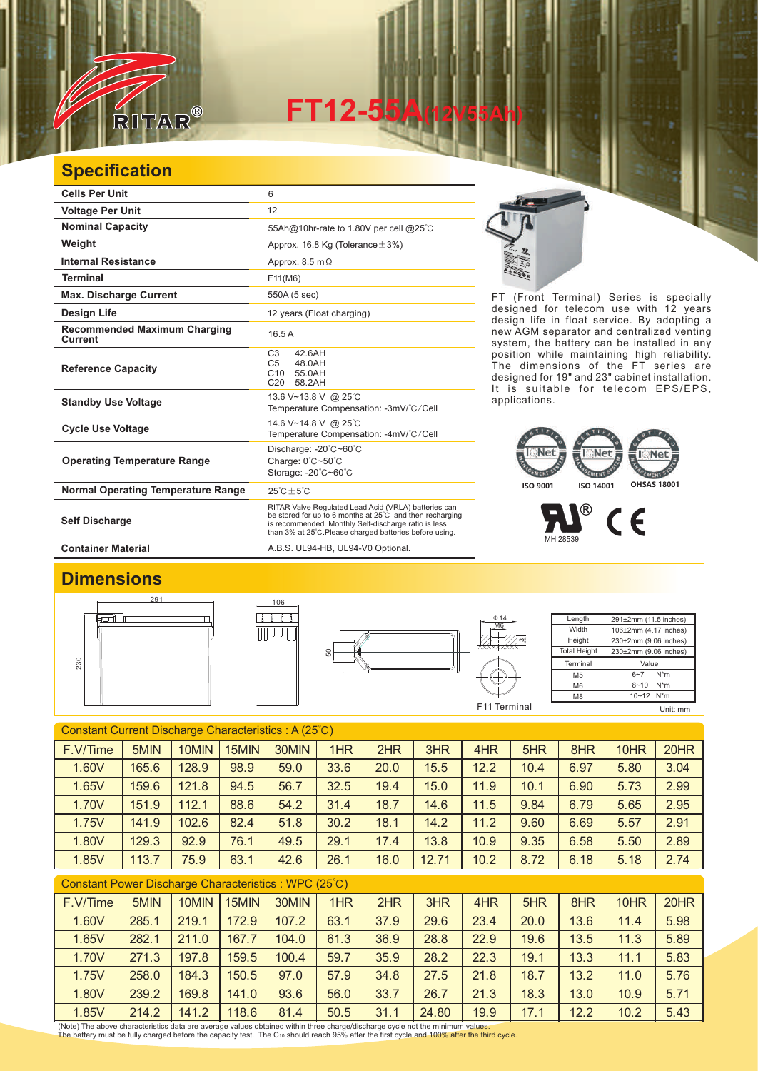# FT12-55A(12V55Ah)

## Specification

| | |
|---|---|
| **Cells Per Unit** | 6 |
| **Voltage Per Unit** | 12 |
| **Nominal Capacity** | 55Ah@10hr-rate to 1.80V per cell @25℃ |
| **Weight** | Approx. 16.8 Kg (Tolerance±3%) |
| **Internal Resistance** | Approx. 8.5 mΩ |
| **Terminal** | F11(M6) |
| **Max. Discharge Current** | 550A (5 sec) |
| **Design Life** | 12 years (Float charging) |
| **Recommended Maximum Charging Current** | 16.5 A |
| **Reference Capacity** | C3 42.6AH<br>C5 48.0AH<br>C10 55.0AH<br>C20 58.2AH |
| **Standby Use Voltage** | 13.6 V~13.8 V @ 25℃<br>Temperature Compensation: -3mV/℃/Cell |
| **Cycle Use Voltage** | 14.6 V~14.8 V @ 25℃<br>Temperature Compensation: -4mV/℃/Cell |
| **Operating Temperature Range** | Discharge: -20℃~60℃<br>Charge: 0℃~50℃<br>Storage: -20℃~60℃ |
| **Normal Operating Temperature Range** | 25℃±5℃ |
| **Self Discharge** | RITAR Valve Regulated Lead Acid (VRLA) batteries can be stored for up to 6 months at 25℃ and then recharging is recommended. Monthly Self-discharge ratio is less than 3% at 25℃.Please charged batteries before using. |
| **Container Material** | A.B.S. UL94-HB, UL94-V0 Optional. |

FT (Front Terminal) Series is specially designed for telecom use with 12 years design life in float service. By adopting a new AGM separator and centralized venting system, the battery can be installed in any position while maintaining high reliability. The dimensions of the FT series are designed for 19" and 23" cabinet installation. It is suitable for telecom EPS/EPS, applications.

ISO 9001 ISO 14001 OHSAS 18001

MH 28539

## Dimensions

| | |
|---|---|
| Length | 291±2mm (11.5 inches) |
| Width | 106±2mm (4.17 inches) |
| Height | 230±2mm (9.06 inches) |
| Total Height | 230±2mm (9.06 inches) |

| Terminal | Value |
|---|---|
| M5 | 6~7 N*m |
| M6 | 8~10 N*m |
| M8 | 10~12 N*m |

F11 Terminal

Unit: mm

### Constant Current Discharge Characteristics : A (25℃)

| F.V/Time | 5MIN | 10MIN | 15MIN | 30MIN | 1HR | 2HR | 3HR | 4HR | 5HR | 8HR | 10HR | 20HR |
|---|---|---|---|---|---|---|---|---|---|---|---|---|
| 1.60V | 165.6 | 128.9 | 98.9 | 59.0 | 33.6 | 20.0 | 15.5 | 12.2 | 10.4 | 6.97 | 5.80 | 3.04 |
| 1.65V | 159.6 | 121.8 | 94.5 | 56.7 | 32.5 | 19.4 | 15.0 | 11.9 | 10.1 | 6.90 | 5.73 | 2.99 |
| 1.70V | 151.9 | 112.1 | 88.6 | 54.2 | 31.4 | 18.7 | 14.6 | 11.5 | 9.84 | 6.79 | 5.65 | 2.95 |
| 1.75V | 141.9 | 102.6 | 82.4 | 51.8 | 30.2 | 18.1 | 14.2 | 11.2 | 9.60 | 6.69 | 5.57 | 2.91 |
| 1.80V | 129.3 | 92.9 | 76.1 | 49.5 | 29.1 | 17.4 | 13.8 | 10.9 | 9.35 | 6.58 | 5.50 | 2.89 |
| 1.85V | 113.7 | 75.9 | 63.1 | 42.6 | 26.1 | 16.0 | 12.71 | 10.2 | 8.72 | 6.18 | 5.18 | 2.74 |

### Constant Power Discharge Characteristics : WPC (25℃)

| F.V/Time | 5MIN | 10MIN | 15MIN | 30MIN | 1HR | 2HR | 3HR | 4HR | 5HR | 8HR | 10HR | 20HR |
|---|---|---|---|---|---|---|---|---|---|---|---|---|
| 1.60V | 285.1 | 219.1 | 172.9 | 107.2 | 63.1 | 37.9 | 29.6 | 23.4 | 20.0 | 13.6 | 11.4 | 5.98 |
| 1.65V | 282.1 | 211.0 | 167.7 | 104.0 | 61.3 | 36.9 | 28.8 | 22.9 | 19.6 | 13.5 | 11.3 | 5.89 |
| 1.70V | 271.3 | 197.8 | 159.5 | 100.4 | 59.7 | 35.9 | 28.2 | 22.3 | 19.1 | 13.3 | 11.1 | 5.83 |
| 1.75V | 258.0 | 184.3 | 150.5 | 97.0 | 57.9 | 34.8 | 27.5 | 21.8 | 18.7 | 13.2 | 11.0 | 5.76 |
| 1.80V | 239.2 | 169.8 | 141.0 | 93.6 | 56.0 | 33.7 | 26.7 | 21.3 | 18.3 | 13.0 | 10.9 | 5.71 |
| 1.85V | 214.2 | 141.2 | 118.6 | 81.4 | 50.5 | 31.1 | 24.80 | 19.9 | 17.1 | 12.2 | 10.2 | 5.43 |

(Note) The above characteristics data are average values obtained within three charge/discharge cycle not the minimum values.
The battery must be fully charged before the capacity test. The $C_{10}$ should reach 95% after the first cycle and 100% after the third cycle.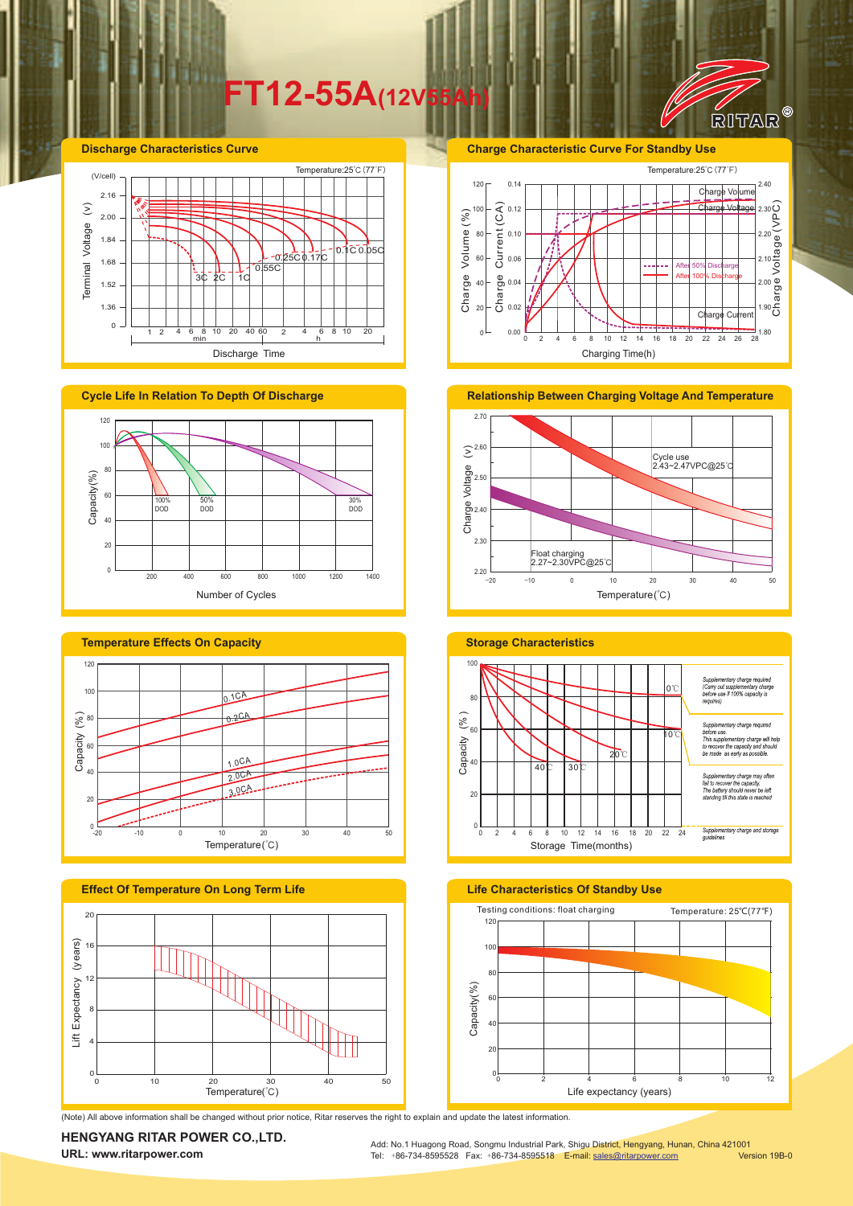# FT12-55A(12V55Ah)

RITAR®

## Discharge Characteristics Curve

Temperature:25°C (77°F)

(V/cell)

Terminal Voltage (v)

2.16
2.00
1.84
1.68
1.52
1.36
0

1 2 4 6 8 10 20 40 60 2 4 6 8 10 20

min h

Discharge Time

3C 2C 1C 0.55C 0.25C 0.17C 0.1C 0.05C

## Charge Characteristic Curve For Standby Use

Temperature:25°C (77°F)

Charge Volume (%)

Charge Current (CA)

Charge Voltage (VPC)

120 100 80 60 40 20 0

0.14 0.12 0.10 0.06 0.04 0.02 0.00

2.40 2.30 2.20 2.10 2.00 1.90 1.80

0 2 4 6 8 10 12 14 16 18 20 22 24 26 28

Charging Time(h)

Charge Volume

Charge Voltage

After 50% Discharge

After 100% Discharge

Charge Current

## Cycle Life In Relation To Depth Of Discharge

Capacity(%)

120 100 80 60 40 20 0

200 400 600 800 1000 1200 1400

Number of Cycles

100% DOD

50% DOD

30% DOD

## Relationship Between Charging Voltage And Temperature

Charge Voltage (v)

2.70 2.60 2.50 2.40 2.30 2.20

−20 −10 0 10 20 30 40 50

Temperature(°C)

Cycle use
2.43~2.47VPC@25°C

Float charging
2.27~2.30VPC@25°C

## Temperature Effects On Capacity

Capacity (%)

120 100 80 60 40 20 0

-20 -10 0 10 20 30 40 50

Temperature(°C)

0.1CA 0.2CA 1.0CA 2.0CA 3.0CA

## Storage Characteristics

Capacity (%)

100 80 60 40 20 0

0 2 4 6 8 10 12 14 16 18 20 22 24

Storage Time(months)

0°C 10°C 20°C 30°C 40°C

*Supplementary charge required (Carry out supplementary charge before use if 100% capacity is requires)*

*Supplementary charge required before use. This supplementary charge will help to recover the capacity and should be made as early as possible.*

*Supplementary charge may often fail to recover the capacity. The battery should never be left standing till this state is reached*

*Supplementary charge and storage guidelines*

## Effect Of Temperature On Long Term Life

Lift Expectancy (years)

20 16 12 8 4 0

0 10 20 30 40 50

Temperature(°C)

## Life Characteristics Of Standby Use

Testing conditions: float charging

Temperature: 25°C(77°F)

Capacity(%)

120 100 80 60 40 20 0

0 2 4 6 8 10 12

Life expectancy (years)

(Note) All above information shall be changed without prior notice, Ritar reserves the right to explain and update the latest information.

**HENGYANG RITAR POWER CO.,LTD.**

**URL: www.ritarpower.com**

Add: No.1 Huagong Road, Songmu Industrial Park, Shigu District, Hengyang, Hunan, China 421001

Tel: +86-734-8595528 Fax: +86-734-8595518 E-mail: sales@ritarpower.com

Version 19B-0